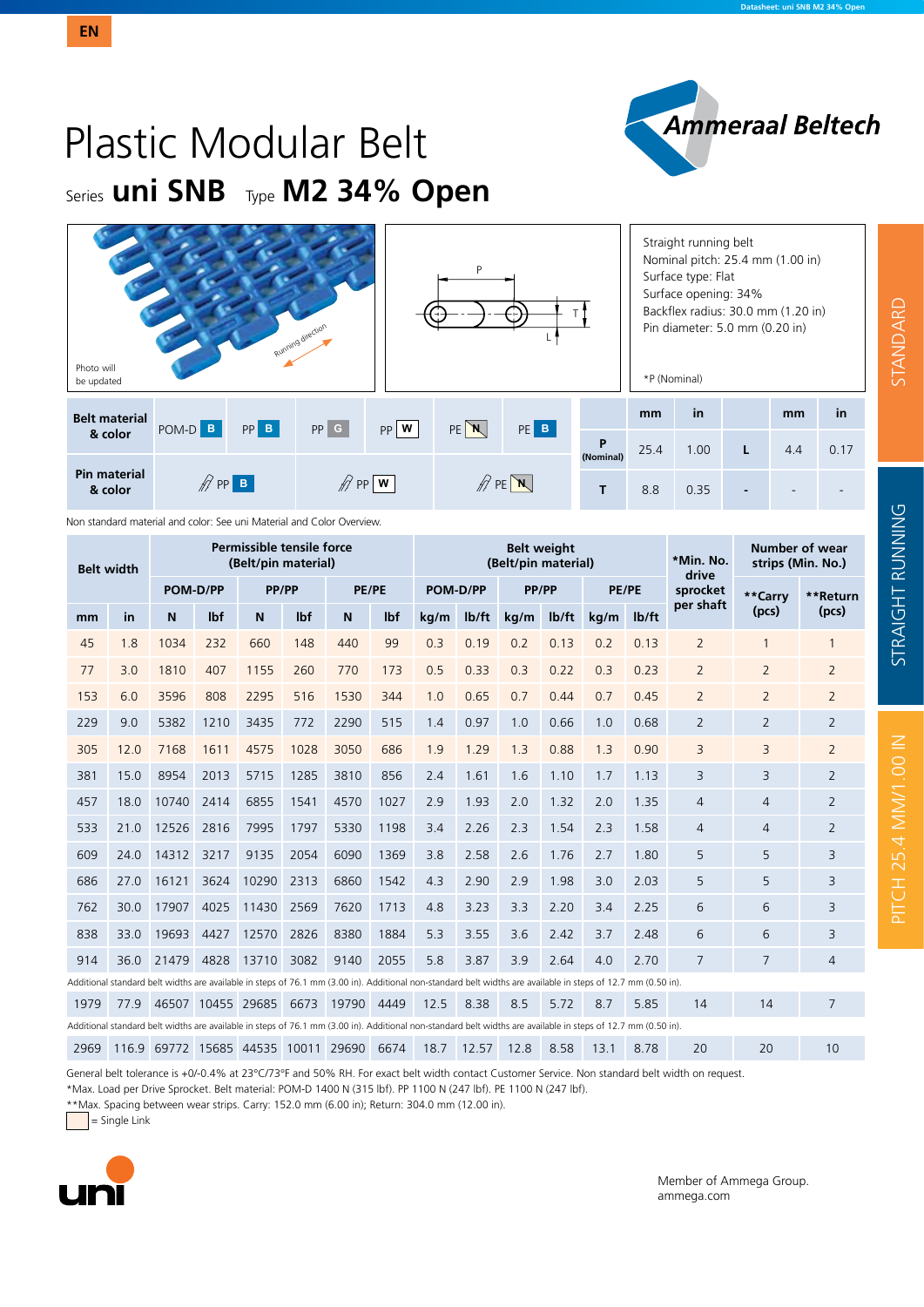EN

# Plastic Modular Belt

## Series **uni SNB** Type **M2 34% Open**

Photo will be updated

Running direction

P

T

L

Straight running belt
Nominal pitch: 25.4 mm (1.00 in)
Surface type: Flat
Surface opening: 34%
Backflex radius: 30.0 mm (1.20 in)
Pin diameter: 5.0 mm (0.20 in)

*P (Nominal)

| Belt material & color | POM-D B | PP B | PP G | PP W | PE N | PE B |
|---|---|---|---|---|---|---|
| Pin material & color | PP B | | PP W | | PE N | |

| | mm | in | | mm | in |
|---|---|---|---|---|---|
| P (Nominal) | 25.4 | 1.00 | L | 4.4 | 0.17 |
| T | 8.8 | 0.35 | - | - | - |

Non standard material and color: See uni Material and Color Overview.

| Belt width | | Permissible tensile force (Belt/pin material) | | | | | | Belt weight (Belt/pin material) | | | | | | *Min. No. drive sprocket per shaft | Number of wear strips (Min. No.) | |
|---|---|---|---|---|---|---|---|---|---|---|---|---|---|---|---|---|
| | | POM-D/PP | | PP/PP | | PE/PE | | POM-D/PP | | PP/PP | | PE/PE | | | **Carry (pcs) | **Return (pcs) |
| mm | in | N | lbf | N | lbf | N | lbf | kg/m | lb/ft | kg/m | lb/ft | kg/m | lb/ft | | | |
| 45 | 1.8 | 1034 | 232 | 660 | 148 | 440 | 99 | 0.3 | 0.19 | 0.2 | 0.13 | 0.2 | 0.13 | 2 | 1 | 1 |
| 77 | 3.0 | 1810 | 407 | 1155 | 260 | 770 | 173 | 0.5 | 0.33 | 0.3 | 0.22 | 0.3 | 0.23 | 2 | 2 | 2 |
| 153 | 6.0 | 3596 | 808 | 2295 | 516 | 1530 | 344 | 1.0 | 0.65 | 0.7 | 0.44 | 0.7 | 0.45 | 2 | 2 | 2 |
| 229 | 9.0 | 5382 | 1210 | 3435 | 772 | 2290 | 515 | 1.4 | 0.97 | 1.0 | 0.66 | 1.0 | 0.68 | 2 | 2 | 2 |
| 305 | 12.0 | 7168 | 1611 | 4575 | 1028 | 3050 | 686 | 1.9 | 1.29 | 1.3 | 0.88 | 1.3 | 0.90 | 3 | 3 | 2 |
| 381 | 15.0 | 8954 | 2013 | 5715 | 1285 | 3810 | 856 | 2.4 | 1.61 | 1.6 | 1.10 | 1.7 | 1.13 | 3 | 3 | 2 |
| 457 | 18.0 | 10740 | 2414 | 6855 | 1541 | 4570 | 1027 | 2.9 | 1.93 | 2.0 | 1.32 | 2.0 | 1.35 | 4 | 4 | 2 |
| 533 | 21.0 | 12526 | 2816 | 7995 | 1797 | 5330 | 1198 | 3.4 | 2.26 | 2.3 | 1.54 | 2.3 | 1.58 | 4 | 4 | 2 |
| 609 | 24.0 | 14312 | 3217 | 9135 | 2054 | 6090 | 1369 | 3.8 | 2.58 | 2.6 | 1.76 | 2.7 | 1.80 | 5 | 5 | 3 |
| 686 | 27.0 | 16121 | 3624 | 10290 | 2313 | 6860 | 1542 | 4.3 | 2.90 | 2.9 | 1.98 | 3.0 | 2.03 | 5 | 5 | 3 |
| 762 | 30.0 | 17907 | 4025 | 11430 | 2569 | 7620 | 1713 | 4.8 | 3.23 | 3.3 | 2.20 | 3.4 | 2.25 | 6 | 6 | 3 |
| 838 | 33.0 | 19693 | 4427 | 12570 | 2826 | 8380 | 1884 | 5.3 | 3.55 | 3.6 | 2.42 | 3.7 | 2.48 | 6 | 6 | 3 |
| 914 | 36.0 | 21479 | 4828 | 13710 | 3082 | 9140 | 2055 | 5.8 | 3.87 | 3.9 | 2.64 | 4.0 | 2.70 | 7 | 7 | 4 |
| Additional standard belt widths are available in steps of 76.1 mm (3.00 in). Additional non-standard belt widths are available in steps of 12.7 mm (0.50 in). | | | | | | | | | | | | | | | | |
| 1979 | 77.9 | 46507 | 10455 | 29685 | 6673 | 19790 | 4449 | 12.5 | 8.38 | 8.5 | 5.72 | 8.7 | 5.85 | 14 | 14 | 7 |
| Additional standard belt widths are available in steps of 76.1 mm (3.00 in). Additional non-standard belt widths are available in steps of 12.7 mm (0.50 in). | | | | | | | | | | | | | | | | |
| 2969 | 116.9 | 69772 | 15685 | 44535 | 10011 | 29690 | 6674 | 18.7 | 12.57 | 12.8 | 8.58 | 13.1 | 8.78 | 20 | 20 | 10 |

General belt tolerance is +0/-0.4% at 23°C/73°F and 50% RH. For exact belt width contact Customer Service. Non standard belt width on request.
*Max. Load per Drive Sprocket. Belt material: POM-D 1400 N (315 lbf). PP 1100 N (247 lbf). PE 1100 N (247 lbf).
**Max. Spacing between wear strips. Carry: 152.0 mm (6.00 in); Return: 304.0 mm (12.00 in).
= Single Link

STANDARD | STRAIGHT RUNNING | PITCH 25.4 MM/1.00 IN

Member of Ammega Group.
ammega.com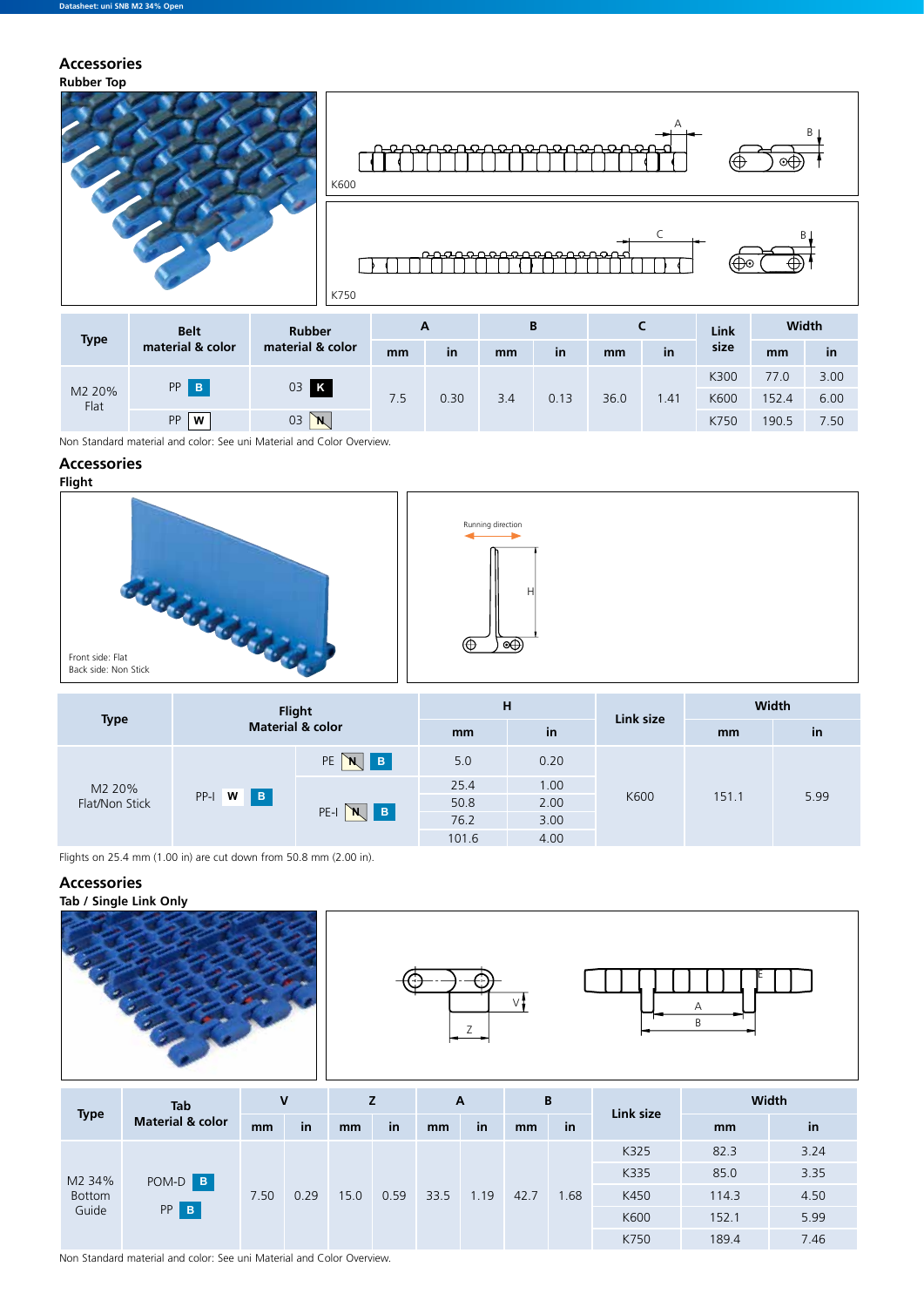## Accessories

### Rubber Top

K600

K750

| Type | Belt material & color | Rubber material & color | A | | B | | C | | Link size | Width | |
|---|---|---|---|---|---|---|---|---|---|---|---|
| | | | mm | in | mm | in | mm | in | | mm | in |
| M2 20% Flat | PP B | 03 K | 7.5 | 0.30 | 3.4 | 0.13 | 36.0 | 1.41 | K300 | 77.0 | 3.00 |
| | | | | | | | | | K600 | 152.4 | 6.00 |
| | PP W | 03 N | | | | | | | K750 | 190.5 | 7.50 |

Non Standard material and color: See uni Material and Color Overview.

## Accessories

### Flight

Front side: Flat
Back side: Non Stick

Running direction

H

| Type | Flight Material & color | | H | | Link size | Width | |
|---|---|---|---|---|---|---|---|
| | | | mm | in | | mm | in |
| M2 20% Flat/Non Stick | PP-I W B | PE N B | 5.0 | 0.20 | K600 | 151.1 | 5.99 |
| | | PE-I N B | 25.4 | 1.00 | | | |
| | | | 50.8 | 2.00 | | | |
| | | | 76.2 | 3.00 | | | |
| | | | 101.6 | 4.00 | | | |

Flights on 25.4 mm (1.00 in) are cut down from 50.8 mm (2.00 in).

## Accessories

### Tab / Single Link Only

| Type | Tab Material & color | V | | Z | | A | | B | | Link size | Width | |
|---|---|---|---|---|---|---|---|---|---|---|---|---|
| | | mm | in | mm | in | mm | in | mm | in | | mm | in |
| M2 34% Bottom Guide | POM-D B<br>PP B | 7.50 | 0.29 | 15.0 | 0.59 | 33.5 | 1.19 | 42.7 | 1.68 | K325 | 82.3 | 3.24 |
| | | | | | | | | | | K335 | 85.0 | 3.35 |
| | | | | | | | | | | K450 | 114.3 | 4.50 |
| | | | | | | | | | | K600 | 152.1 | 5.99 |
| | | | | | | | | | | K750 | 189.4 | 7.46 |

Non Standard material and color: See uni Material and Color Overview.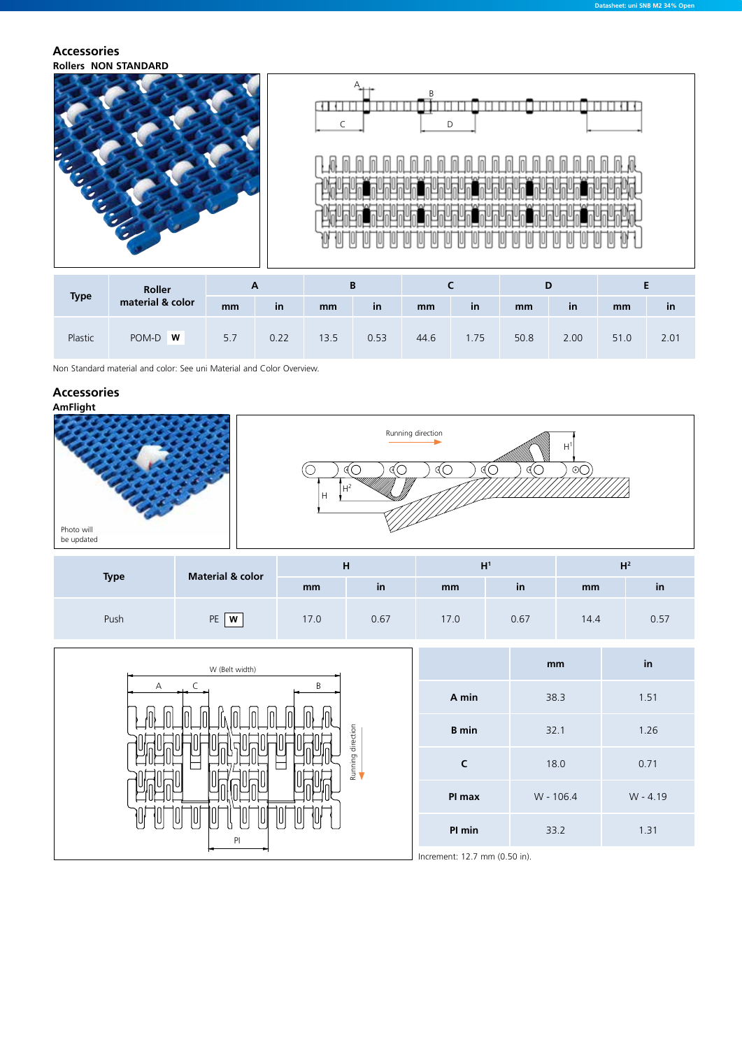## Accessories

### Rollers  NON STANDARD

| Type | Roller material & color | A | | B | | C | | D | | E | |
|---|---|---|---|---|---|---|---|---|---|---|---|
| | | mm | in | mm | in | mm | in | mm | in | mm | in |
| Plastic | POM-D W | 5.7 | 0.22 | 13.5 | 0.53 | 44.6 | 1.75 | 50.8 | 2.00 | 51.0 | 2.01 |

Non Standard material and color: See uni Material and Color Overview.

## Accessories

### AmFlight

Photo will be updated

| Type | Material & color | H | | $H^1$ | | $H^2$ | |
|---|---|---|---|---|---|---|---|
| | | mm | in | mm | in | mm | in |
| Push | PE W | 17.0 | 0.67 | 17.0 | 0.67 | 14.4 | 0.57 |

| | mm | in |
|---|---|---|
| A min | 38.3 | 1.51 |
| B min | 32.1 | 1.26 |
| C | 18.0 | 0.71 |
| Pl max | W - 106.4 | W - 4.19 |
| Pl min | 33.2 | 1.31 |

Increment: 12.7 mm (0.50 in).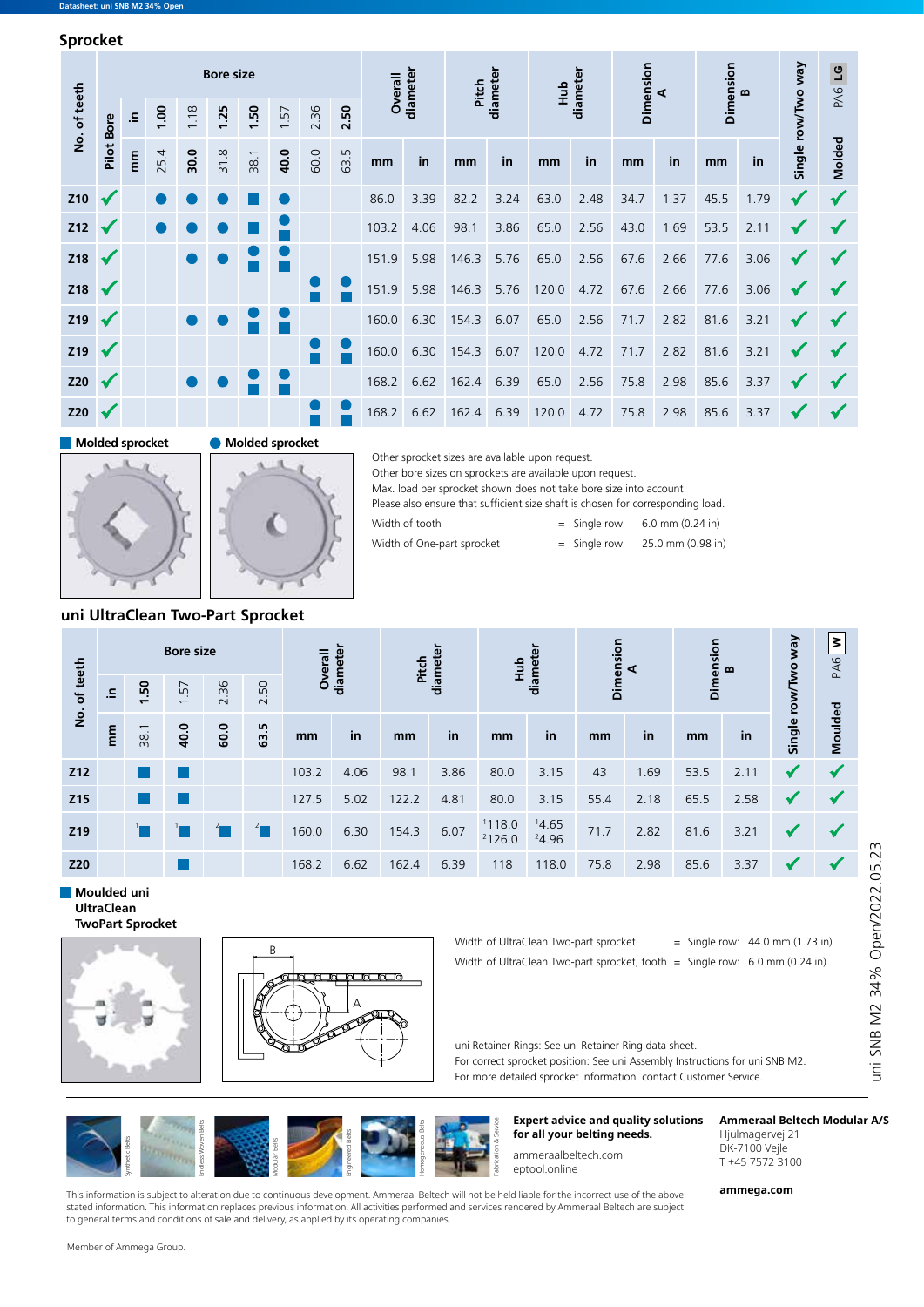## Sprocket

| No. of teeth | Bore size | | | | | | | | | | Overall diameter | | Pitch diameter | | Hub diameter | | Dimension A | | Dimension B | | Single row/Two way | PA6 LG |
|---|---|---|---|---|---|---|---|---|---|---|---|---|---|---|---|---|---|---|---|---|---|---|
| | Pilot Bore | in | 1.00 | 1.18 | 1.25 | 1.50 | 1.57 | 2.36 | 2.50 | | | | | | | | | | | | | |
| | | mm | 25.4 | 30.0 | 31.8 | 38.1 | 40.0 | 60.0 | 63.5 | | mm | in | mm | in | mm | in | mm | in | mm | in | | Molded |
| Z10 | ✓ | | ● | ● | ● | ■ | ● | | | | 86.0 | 3.39 | 82.2 | 3.24 | 63.0 | 2.48 | 34.7 | 1.37 | 45.5 | 1.79 | ✓ | ✓ |
| Z12 | ✓ | | ● | ● | ● | ■ | ● ■ | | | | 103.2 | 4.06 | 98.1 | 3.86 | 65.0 | 2.56 | 43.0 | 1.69 | 53.5 | 2.11 | ✓ | ✓ |
| Z18 | ✓ | | | ● | ● | ● ■ | ● ■ | | | | 151.9 | 5.98 | 146.3 | 5.76 | 65.0 | 2.56 | 67.6 | 2.66 | 77.6 | 3.06 | ✓ | ✓ |
| Z18 | ✓ | | | | | | | ● ■ | ● ■ | | 151.9 | 5.98 | 146.3 | 5.76 | 120.0 | 4.72 | 67.6 | 2.66 | 77.6 | 3.06 | ✓ | ✓ |
| Z19 | ✓ | | | ● | ● | ● ■ | ● ■ | | | | 160.0 | 6.30 | 154.3 | 6.07 | 65.0 | 2.56 | 71.7 | 2.82 | 81.6 | 3.21 | ✓ | ✓ |
| Z19 | ✓ | | | | | | | ● ■ | ● ■ | | 160.0 | 6.30 | 154.3 | 6.07 | 120.0 | 4.72 | 71.7 | 2.82 | 81.6 | 3.21 | ✓ | ✓ |
| Z20 | ✓ | | | ● | ● | ● ■ | ● ■ | | | | 168.2 | 6.62 | 162.4 | 6.39 | 65.0 | 2.56 | 75.8 | 2.98 | 85.6 | 3.37 | ✓ | ✓ |
| Z20 | ✓ | | | | | | | ● ■ | ● ■ | | 168.2 | 6.62 | 162.4 | 6.39 | 120.0 | 4.72 | 75.8 | 2.98 | 85.6 | 3.37 | ✓ | ✓ |

■ Molded sprocket ● Molded sprocket

Other sprocket sizes are available upon request.
Other bore sizes on sprockets are available upon request.
Max. load per sprocket shown does not take bore size into account.
Please also ensure that sufficient size shaft is chosen for corresponding load.

Width of tooth = Single row: 6.0 mm (0.24 in)
Width of One-part sprocket = Single row: 25.0 mm (0.98 in)

## uni UltraClean Two-Part Sprocket

| No. of teeth | Bore size | | | | | Overall diameter | | Pitch diameter | | Hub diameter | | Dimension A | | Dimension B | | Single row/Two way | PA6 W |
|---|---|---|---|---|---|---|---|---|---|---|---|---|---|---|---|---|---|
| | in | 1.50 | 1.57 | 2.36 | 2.50 | | | | | | | | | | | | |
| | mm | 38.1 | 40.0 | 60.0 | 63.5 | mm | in | mm | in | mm | in | mm | in | mm | in | | Moulded |
| Z12 | | ■ | ■ | | | 103.2 | 4.06 | 98.1 | 3.86 | 80.0 | 3.15 | 43 | 1.69 | 53.5 | 2.11 | ✓ | ✓ |
| Z15 | | ■ | ■ | | | 127.5 | 5.02 | 122.2 | 4.81 | 80.0 | 3.15 | 55.4 | 2.18 | 65.5 | 2.58 | ✓ | ✓ |
| Z19 | | [1]■ | [1]■ | [2]■ | [2]■ | 160.0 | 6.30 | 154.3 | 6.07 | [1]118.0 [2]126.0 | [1]4.65 [2]4.96 | 71.7 | 2.82 | 81.6 | 3.21 | ✓ | ✓ |
| Z20 | | | ■ | | | 168.2 | 6.62 | 162.4 | 6.39 | 118 | 118.0 | 75.8 | 2.98 | 85.6 | 3.37 | ✓ | ✓ |

■ Moulded uni UltraClean TwoPart Sprocket

B
A

Width of UltraClean Two-part sprocket = Single row: 44.0 mm (1.73 in)
Width of UltraClean Two-part sprocket, tooth = Single row: 6.0 mm (0.24 in)

uni Retainer Rings: See uni Retainer Ring data sheet.
For correct sprocket position: See uni Assembly Instructions for uni SNB M2.
For more detailed sprocket information. contact Customer Service.

uni SNB M2 34% Open/2022.05.23

**Expert advice and quality solutions for all your belting needs.**
ammeraalbeltech.com
eptool.online

**Ammeraal Beltech Modular A/S**
Hjulmagervej 21
DK-7100 Vejle
T +45 7572 3100

**ammega.com**

This information is subject to alteration due to continuous development. Ammeraal Beltech will not be held liable for the incorrect use of the above stated information. This information replaces previous information. All activities performed and services rendered by Ammeraal Beltech are subject to general terms and conditions of sale and delivery, as applied by its operating companies.

Member of Ammega Group.